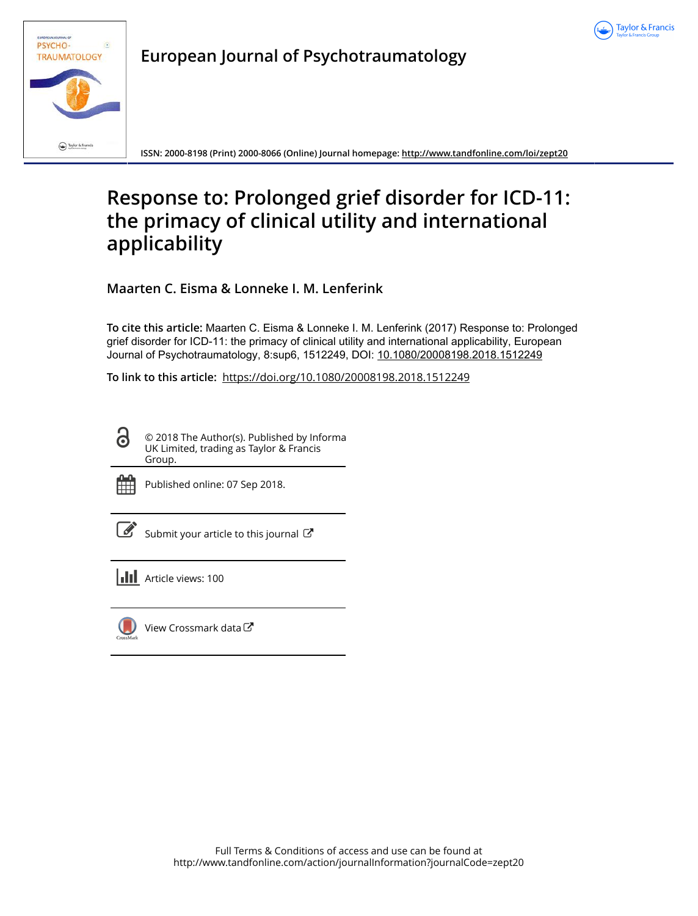European Journal of Psychotraumatology

ISSN: 2000-8198 (Print) 2000-8066 (Online) Journal homepage: http://www.tandfonline.com/loi/zept20

# Response to: Prolonged grief disorder for ICD-11: the primacy of clinical utility and international applicability

**Maarten C. Eisma & Lonneke I. M. Lenferink**

**To cite this article:** Maarten C. Eisma & Lonneke I. M. Lenferink (2017) Response to: Prolonged grief disorder for ICD-11: the primacy of clinical utility and international applicability, European Journal of Psychotraumatology, 8:sup6, 1512249, DOI: 10.1080/20008198.2018.1512249

**To link to this article:** https://doi.org/10.1080/20008198.2018.1512249

© 2018 The Author(s). Published by Informa UK Limited, trading as Taylor & Francis Group.

Published online: 07 Sep 2018.

Submit your article to this journal

Article views: 100

View Crossmark data

Full Terms & Conditions of access and use can be found at
http://www.tandfonline.com/action/journalInformation?journalCode=zept20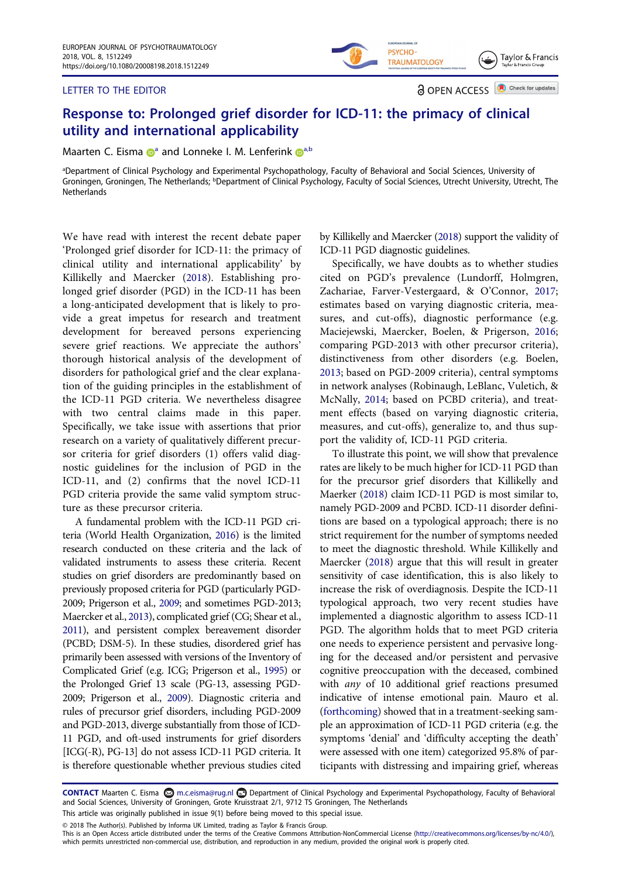LETTER TO THE EDITOR

# Response to: Prolonged grief disorder for ICD-11: the primacy of clinical utility and international applicability

Maarten C. Eisma[a] and Lonneke I. M. Lenferink[a,b]

[a]Department of Clinical Psychology and Experimental Psychopathology, Faculty of Behavioral and Social Sciences, University of Groningen, Groningen, The Netherlands; [b]Department of Clinical Psychology, Faculty of Social Sciences, Utrecht University, Utrecht, The Netherlands

We have read with interest the recent debate paper 'Prolonged grief disorder for ICD-11: the primacy of clinical utility and international applicability' by Killikelly and Maercker (2018). Establishing prolonged grief disorder (PGD) in the ICD-11 has been a long-anticipated development that is likely to provide a great impetus for research and treatment development for bereaved persons experiencing severe grief reactions. We appreciate the authors' thorough historical analysis of the development of disorders for pathological grief and the clear explanation of the guiding principles in the establishment of the ICD-11 PGD criteria. We nevertheless disagree with two central claims made in this paper. Specifically, we take issue with assertions that prior research on a variety of qualitatively different precursor criteria for grief disorders (1) offers valid diagnostic guidelines for the inclusion of PGD in the ICD-11, and (2) confirms that the novel ICD-11 PGD criteria provide the same valid symptom structure as these precursor criteria.

A fundamental problem with the ICD-11 PGD criteria (World Health Organization, 2016) is the limited research conducted on these criteria and the lack of validated instruments to assess these criteria. Recent studies on grief disorders are predominantly based on previously proposed criteria for PGD (particularly PGD-2009; Prigerson et al., 2009; and sometimes PGD-2013; Maercker et al., 2013), complicated grief (CG; Shear et al., 2011), and persistent complex bereavement disorder (PCBD; DSM-5). In these studies, disordered grief has primarily been assessed with versions of the Inventory of Complicated Grief (e.g. ICG; Prigerson et al., 1995) or the Prolonged Grief 13 scale (PG-13, assessing PGD-2009; Prigerson et al., 2009). Diagnostic criteria and rules of precursor grief disorders, including PGD-2009 and PGD-2013, diverge substantially from those of ICD-11 PGD, and oft-used instruments for grief disorders [ICG(-R), PG-13] do not assess ICD-11 PGD criteria. It is therefore questionable whether previous studies cited by Killikelly and Maercker (2018) support the validity of ICD-11 PGD diagnostic guidelines.

Specifically, we have doubts as to whether studies cited on PGD's prevalence (Lundorff, Holmgren, Zachariae, Farver-Vestergaard, & O'Connor, 2017; estimates based on varying diagnostic criteria, measures, and cut-offs), diagnostic performance (e.g. Maciejewski, Maercker, Boelen, & Prigerson, 2016; comparing PGD-2013 with other precursor criteria), distinctiveness from other disorders (e.g. Boelen, 2013; based on PGD-2009 criteria), central symptoms in network analyses (Robinaugh, LeBlanc, Vuletich, & McNally, 2014; based on PCBD criteria), and treatment effects (based on varying diagnostic criteria, measures, and cut-offs), generalize to, and thus support the validity of, ICD-11 PGD criteria.

To illustrate this point, we will show that prevalence rates are likely to be much higher for ICD-11 PGD than for the precursor grief disorders that Killikelly and Maerker (2018) claim ICD-11 PGD is most similar to, namely PGD-2009 and PCBD. ICD-11 disorder definitions are based on a typological approach; there is no strict requirement for the number of symptoms needed to meet the diagnostic threshold. While Killikelly and Maercker (2018) argue that this will result in greater sensitivity of case identification, this is also likely to increase the risk of overdiagnosis. Despite the ICD-11 typological approach, two very recent studies have implemented a diagnostic algorithm to assess ICD-11 PGD. The algorithm holds that to meet PGD criteria one needs to experience persistent and pervasive longing for the deceased and/or persistent and pervasive cognitive preoccupation with the deceased, combined with *any* of 10 additional grief reactions presumed indicative of intense emotional pain. Mauro et al. (forthcoming) showed that in a treatment-seeking sample an approximation of ICD-11 PGD criteria (e.g. the symptoms 'denial' and 'difficulty accepting the death' were assessed with one item) categorized 95.8% of participants with distressing and impairing grief, whereas

**CONTACT** Maarten C. Eisma m.c.eisma@rug.nl Department of Clinical Psychology and Experimental Psychopathology, Faculty of Behavioral and Social Sciences, University of Groningen, Grote Kruisstraat 2/1, 9712 TS Groningen, The Netherlands

This article was originally published in issue 9(1) before being moved to this special issue.

© 2018 The Author(s). Published by Informa UK Limited, trading as Taylor & Francis Group.
This is an Open Access article distributed under the terms of the Creative Commons Attribution-NonCommercial License (http://creativecommons.org/licenses/by-nc/4.0/), which permits unrestricted non-commercial use, distribution, and reproduction in any medium, provided the original work is properly cited.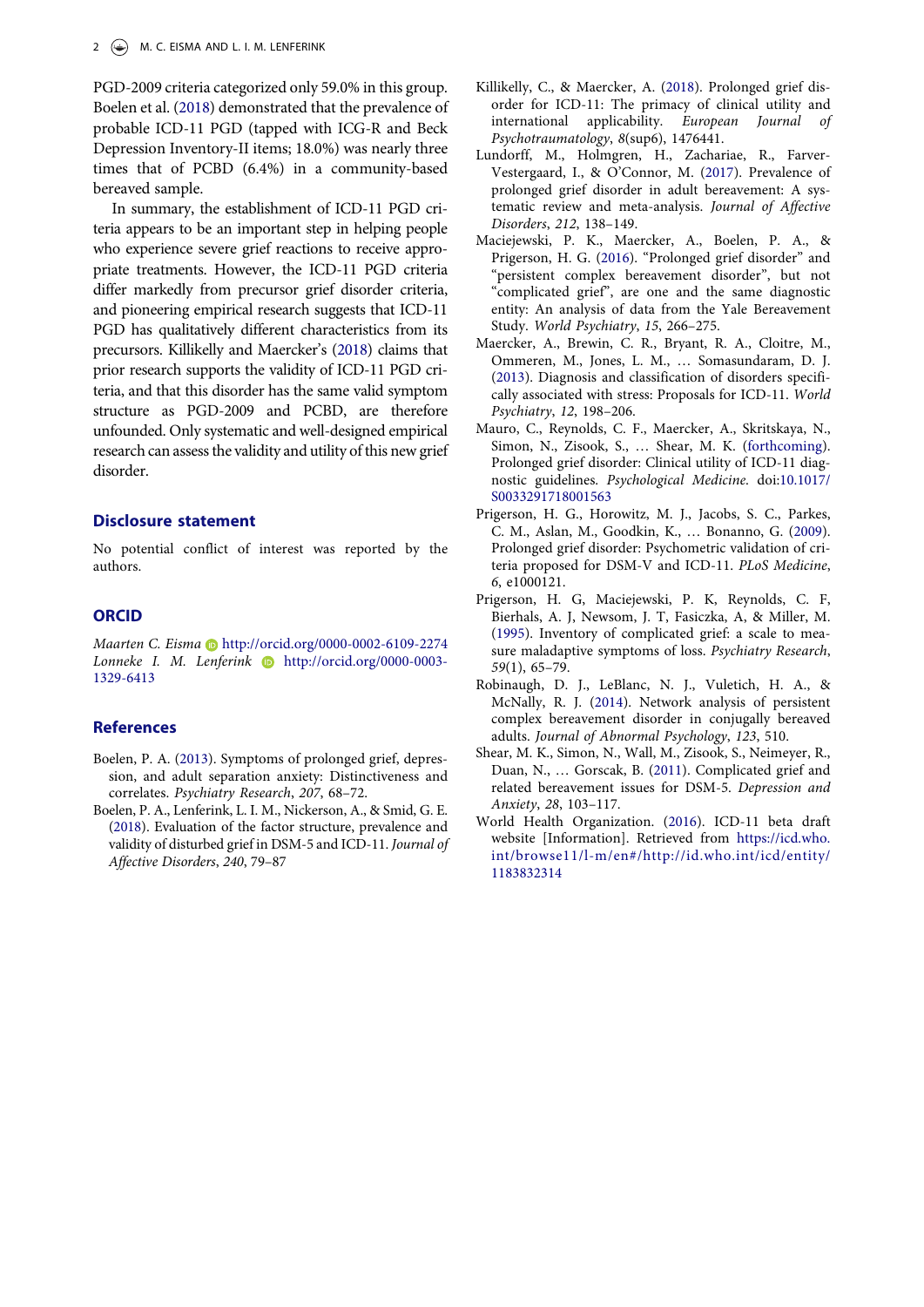PGD-2009 criteria categorized only 59.0% in this group. Boelen et al. (2018) demonstrated that the prevalence of probable ICD-11 PGD (tapped with ICG-R and Beck Depression Inventory-II items; 18.0%) was nearly three times that of PCBD (6.4%) in a community-based bereaved sample.

In summary, the establishment of ICD-11 PGD criteria appears to be an important step in helping people who experience severe grief reactions to receive appropriate treatments. However, the ICD-11 PGD criteria differ markedly from precursor grief disorder criteria, and pioneering empirical research suggests that ICD-11 PGD has qualitatively different characteristics from its precursors. Killikelly and Maercker's (2018) claims that prior research supports the validity of ICD-11 PGD criteria, and that this disorder has the same valid symptom structure as PGD-2009 and PCBD, are therefore unfounded. Only systematic and well-designed empirical research can assess the validity and utility of this new grief disorder.

## Disclosure statement

No potential conflict of interest was reported by the authors.

## ORCID

*Maarten C. Eisma* http://orcid.org/0000-0002-6109-2274
*Lonneke I. M. Lenferink* http://orcid.org/0000-0003-1329-6413

## References

Boelen, P. A. (2013). Symptoms of prolonged grief, depression, and adult separation anxiety: Distinctiveness and correlates. *Psychiatry Research*, *207*, 68–72.

Boelen, P. A., Lenferink, L. I. M., Nickerson, A., & Smid, G. E. (2018). Evaluation of the factor structure, prevalence and validity of disturbed grief in DSM-5 and ICD-11. *Journal of Affective Disorders*, *240*, 79–87

Killikelly, C., & Maercker, A. (2018). Prolonged grief disorder for ICD-11: The primacy of clinical utility and international applicability. *European Journal of Psychotraumatology*, *8*(sup6), 1476441.

Lundorff, M., Holmgren, H., Zachariae, R., Farver-Vestergaard, I., & O'Connor, M. (2017). Prevalence of prolonged grief disorder in adult bereavement: A systematic review and meta-analysis. *Journal of Affective Disorders*, *212*, 138–149.

Maciejewski, P. K., Maercker, A., Boelen, P. A., & Prigerson, H. G. (2016). "Prolonged grief disorder" and "persistent complex bereavement disorder", but not "complicated grief", are one and the same diagnostic entity: An analysis of data from the Yale Bereavement Study. *World Psychiatry*, *15*, 266–275.

Maercker, A., Brewin, C. R., Bryant, R. A., Cloitre, M., Ommeren, M., Jones, L. M., … Somasundaram, D. J. (2013). Diagnosis and classification of disorders specifically associated with stress: Proposals for ICD-11. *World Psychiatry*, *12*, 198–206.

Mauro, C., Reynolds, C. F., Maercker, A., Skritskaya, N., Simon, N., Zisook, S., … Shear, M. K. (forthcoming). Prolonged grief disorder: Clinical utility of ICD-11 diagnostic guidelines. *Psychological Medicine*. doi:10.1017/S0033291718001563

Prigerson, H. G., Horowitz, M. J., Jacobs, S. C., Parkes, C. M., Aslan, M., Goodkin, K., … Bonanno, G. (2009). Prolonged grief disorder: Psychometric validation of criteria proposed for DSM-V and ICD-11. *PLoS Medicine*, *6*, e1000121.

Prigerson, H. G, Maciejewski, P. K, Reynolds, C. F, Bierhals, A. J, Newsom, J. T, Fasiczka, A, & Miller, M. (1995). Inventory of complicated grief: a scale to measure maladaptive symptoms of loss. *Psychiatry Research*, *59*(1), 65–79.

Robinaugh, D. J., LeBlanc, N. J., Vuletich, H. A., & McNally, R. J. (2014). Network analysis of persistent complex bereavement disorder in conjugally bereaved adults. *Journal of Abnormal Psychology*, *123*, 510.

Shear, M. K., Simon, N., Wall, M., Zisook, S., Neimeyer, R., Duan, N., … Gorscak, B. (2011). Complicated grief and related bereavement issues for DSM-5. *Depression and Anxiety*, *28*, 103–117.

World Health Organization. (2016). ICD-11 beta draft website [Information]. Retrieved from https://icd.who.int/browse11/l-m/en#/http://id.who.int/icd/entity/1183832314